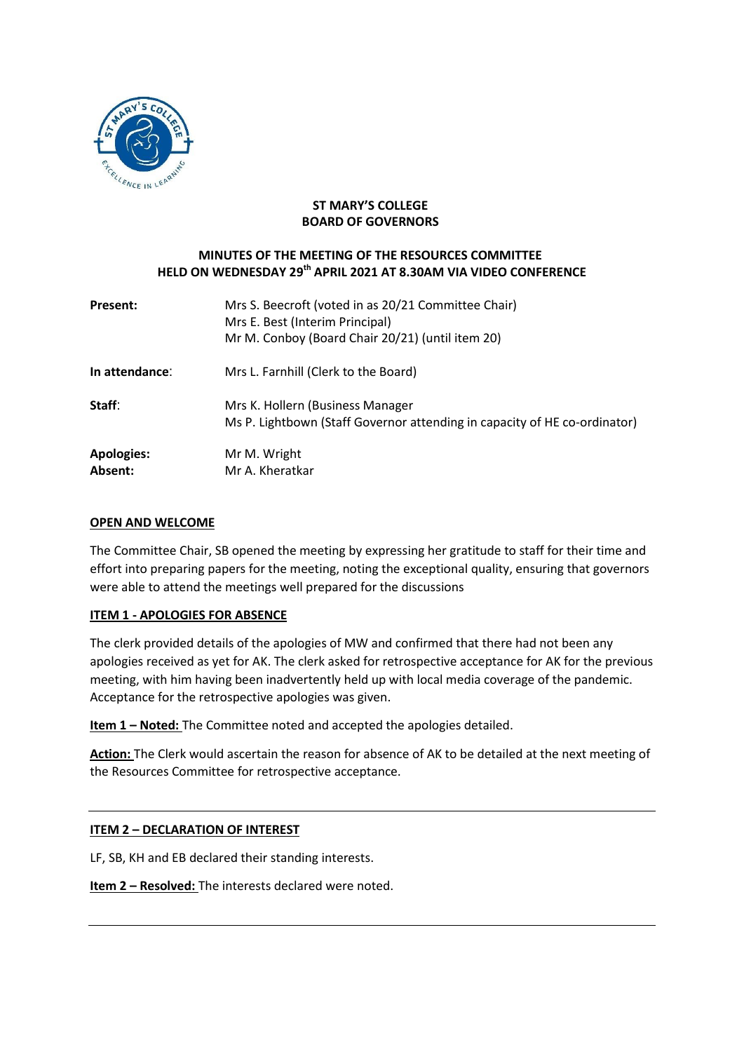**ST MARY'S COLLEGE**
**BOARD OF GOVERNORS**

**MINUTES OF THE MEETING OF THE RESOURCES COMMITTEE HELD ON WEDNESDAY 29th APRIL 2021 AT 8.30AM VIA VIDEO CONFERENCE**

| | |
|---|---|
| **Present:** | Mrs S. Beecroft (voted in as 20/21 Committee Chair)<br>Mrs E. Best (Interim Principal)<br>Mr M. Conboy (Board Chair 20/21) (until item 20) |
| **In attendance**: | Mrs L. Farnhill (Clerk to the Board) |
| **Staff**: | Mrs K. Hollern (Business Manager<br>Ms P. Lightbown (Staff Governor attending in capacity of HE co-ordinator) |
| **Apologies:** | Mr M. Wright |
| **Absent:** | Mr A. Kheratkar |

**OPEN AND WELCOME**

The Committee Chair, SB opened the meeting by expressing her gratitude to staff for their time and effort into preparing papers for the meeting, noting the exceptional quality, ensuring that governors were able to attend the meetings well prepared for the discussions

**ITEM 1 - APOLOGIES FOR ABSENCE**

The clerk provided details of the apologies of MW and confirmed that there had not been any apologies received as yet for AK. The clerk asked for retrospective acceptance for AK for the previous meeting, with him having been inadvertently held up with local media coverage of the pandemic. Acceptance for the retrospective apologies was given.

**Item 1 – Noted:** The Committee noted and accepted the apologies detailed.

**Action:** The Clerk would ascertain the reason for absence of AK to be detailed at the next meeting of the Resources Committee for retrospective acceptance.

---

**ITEM 2 – DECLARATION OF INTEREST**

LF, SB, KH and EB declared their standing interests.

**Item 2 – Resolved:** The interests declared were noted.

---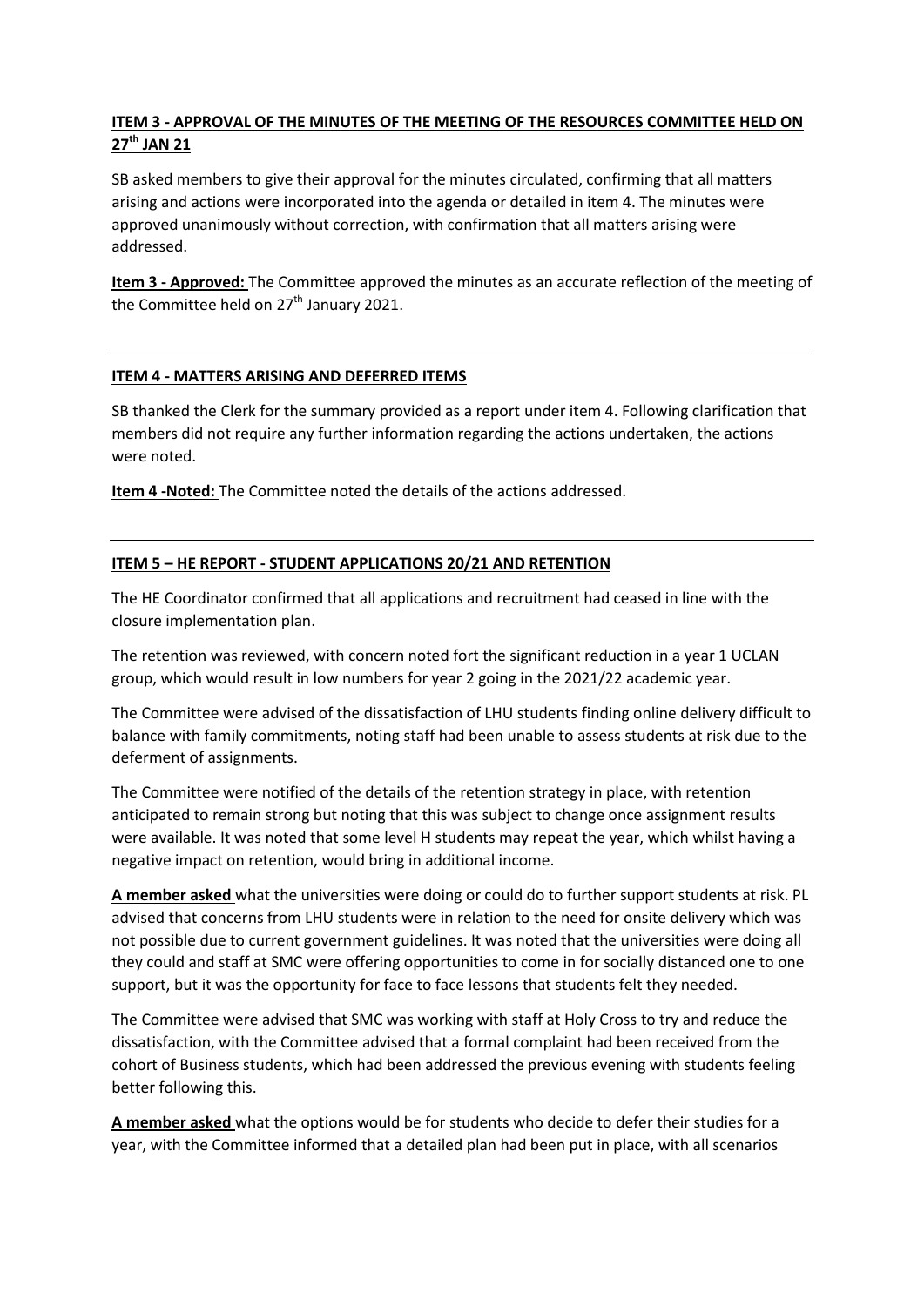**ITEM 3 - APPROVAL OF THE MINUTES OF THE MEETING OF THE RESOURCES COMMITTEE HELD ON 27th JAN 21**

SB asked members to give their approval for the minutes circulated, confirming that all matters arising and actions were incorporated into the agenda or detailed in item 4. The minutes were approved unanimously without correction, with confirmation that all matters arising were addressed.

**Item 3 - Approved:** The Committee approved the minutes as an accurate reflection of the meeting of the Committee held on 27th January 2021.

---

**ITEM 4 - MATTERS ARISING AND DEFERRED ITEMS**

SB thanked the Clerk for the summary provided as a report under item 4. Following clarification that members did not require any further information regarding the actions undertaken, the actions were noted.

**Item 4 -Noted:** The Committee noted the details of the actions addressed.

---

**ITEM 5 – HE REPORT - STUDENT APPLICATIONS 20/21 AND RETENTION**

The HE Coordinator confirmed that all applications and recruitment had ceased in line with the closure implementation plan.

The retention was reviewed, with concern noted fort the significant reduction in a year 1 UCLAN group, which would result in low numbers for year 2 going in the 2021/22 academic year.

The Committee were advised of the dissatisfaction of LHU students finding online delivery difficult to balance with family commitments, noting staff had been unable to assess students at risk due to the deferment of assignments.

The Committee were notified of the details of the retention strategy in place, with retention anticipated to remain strong but noting that this was subject to change once assignment results were available. It was noted that some level H students may repeat the year, which whilst having a negative impact on retention, would bring in additional income.

**A member asked** what the universities were doing or could do to further support students at risk. PL advised that concerns from LHU students were in relation to the need for onsite delivery which was not possible due to current government guidelines. It was noted that the universities were doing all they could and staff at SMC were offering opportunities to come in for socially distanced one to one support, but it was the opportunity for face to face lessons that students felt they needed.

The Committee were advised that SMC was working with staff at Holy Cross to try and reduce the dissatisfaction, with the Committee advised that a formal complaint had been received from the cohort of Business students, which had been addressed the previous evening with students feeling better following this.

**A member asked** what the options would be for students who decide to defer their studies for a year, with the Committee informed that a detailed plan had been put in place, with all scenarios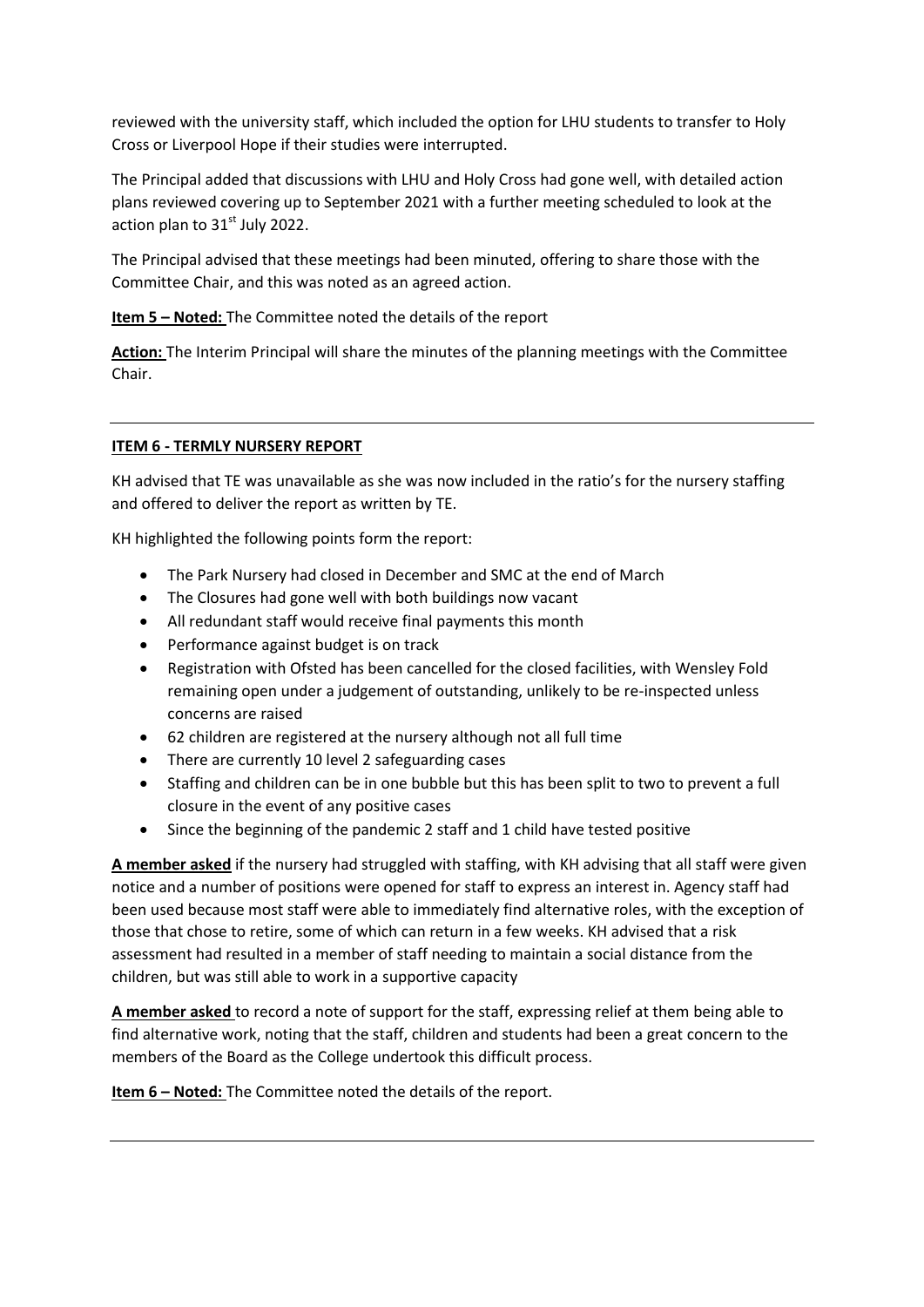reviewed with the university staff, which included the option for LHU students to transfer to Holy Cross or Liverpool Hope if their studies were interrupted.

The Principal added that discussions with LHU and Holy Cross had gone well, with detailed action plans reviewed covering up to September 2021 with a further meeting scheduled to look at the action plan to 31st July 2022.

The Principal advised that these meetings had been minuted, offering to share those with the Committee Chair, and this was noted as an agreed action.

**Item 5 – Noted:** The Committee noted the details of the report

**Action:** The Interim Principal will share the minutes of the planning meetings with the Committee Chair.

---

**ITEM 6 - TERMLY NURSERY REPORT**

KH advised that TE was unavailable as she was now included in the ratio's for the nursery staffing and offered to deliver the report as written by TE.

KH highlighted the following points form the report:

- The Park Nursery had closed in December and SMC at the end of March
- The Closures had gone well with both buildings now vacant
- All redundant staff would receive final payments this month
- Performance against budget is on track
- Registration with Ofsted has been cancelled for the closed facilities, with Wensley Fold remaining open under a judgement of outstanding, unlikely to be re-inspected unless concerns are raised
- 62 children are registered at the nursery although not all full time
- There are currently 10 level 2 safeguarding cases
- Staffing and children can be in one bubble but this has been split to two to prevent a full closure in the event of any positive cases
- Since the beginning of the pandemic 2 staff and 1 child have tested positive

**A member asked** if the nursery had struggled with staffing, with KH advising that all staff were given notice and a number of positions were opened for staff to express an interest in. Agency staff had been used because most staff were able to immediately find alternative roles, with the exception of those that chose to retire, some of which can return in a few weeks. KH advised that a risk assessment had resulted in a member of staff needing to maintain a social distance from the children, but was still able to work in a supportive capacity

**A member asked** to record a note of support for the staff, expressing relief at them being able to find alternative work, noting that the staff, children and students had been a great concern to the members of the Board as the College undertook this difficult process.

**Item 6 – Noted:** The Committee noted the details of the report.

---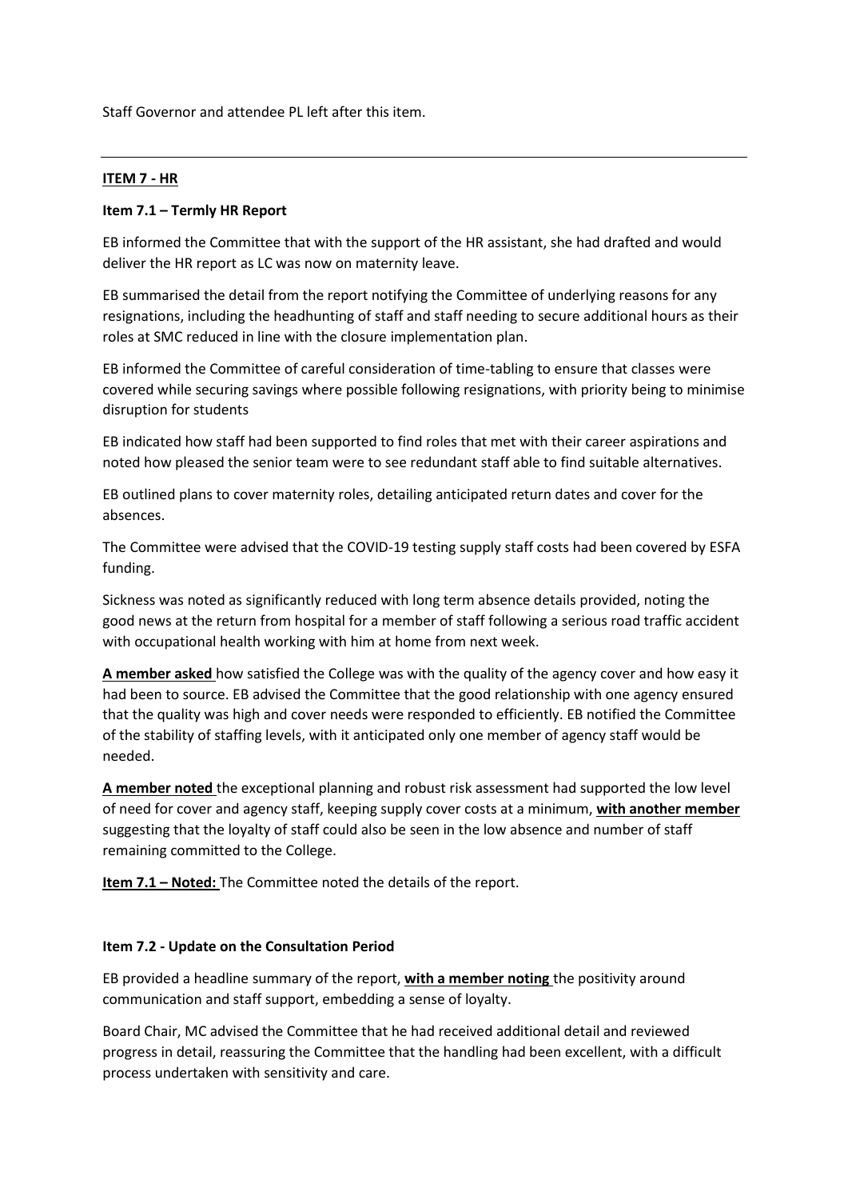Staff Governor and attendee PL left after this item.

---

## ITEM 7 - HR

### Item 7.1 – Termly HR Report

EB informed the Committee that with the support of the HR assistant, she had drafted and would deliver the HR report as LC was now on maternity leave.

EB summarised the detail from the report notifying the Committee of underlying reasons for any resignations, including the headhunting of staff and staff needing to secure additional hours as their roles at SMC reduced in line with the closure implementation plan.

EB informed the Committee of careful consideration of time-tabling to ensure that classes were covered while securing savings where possible following resignations, with priority being to minimise disruption for students

EB indicated how staff had been supported to find roles that met with their career aspirations and noted how pleased the senior team were to see redundant staff able to find suitable alternatives.

EB outlined plans to cover maternity roles, detailing anticipated return dates and cover for the absences.

The Committee were advised that the COVID-19 testing supply staff costs had been covered by ESFA funding.

Sickness was noted as significantly reduced with long term absence details provided, noting the good news at the return from hospital for a member of staff following a serious road traffic accident with occupational health working with him at home from next week.

**A member asked** how satisfied the College was with the quality of the agency cover and how easy it had been to source. EB advised the Committee that the good relationship with one agency ensured that the quality was high and cover needs were responded to efficiently. EB notified the Committee of the stability of staffing levels, with it anticipated only one member of agency staff would be needed.

**A member noted** the exceptional planning and robust risk assessment had supported the low level of need for cover and agency staff, keeping supply cover costs at a minimum, **with another member** suggesting that the loyalty of staff could also be seen in the low absence and number of staff remaining committed to the College.

**Item 7.1 – Noted:** The Committee noted the details of the report.

### Item 7.2 - Update on the Consultation Period

EB provided a headline summary of the report, **with a member noting** the positivity around communication and staff support, embedding a sense of loyalty.

Board Chair, MC advised the Committee that he had received additional detail and reviewed progress in detail, reassuring the Committee that the handling had been excellent, with a difficult process undertaken with sensitivity and care.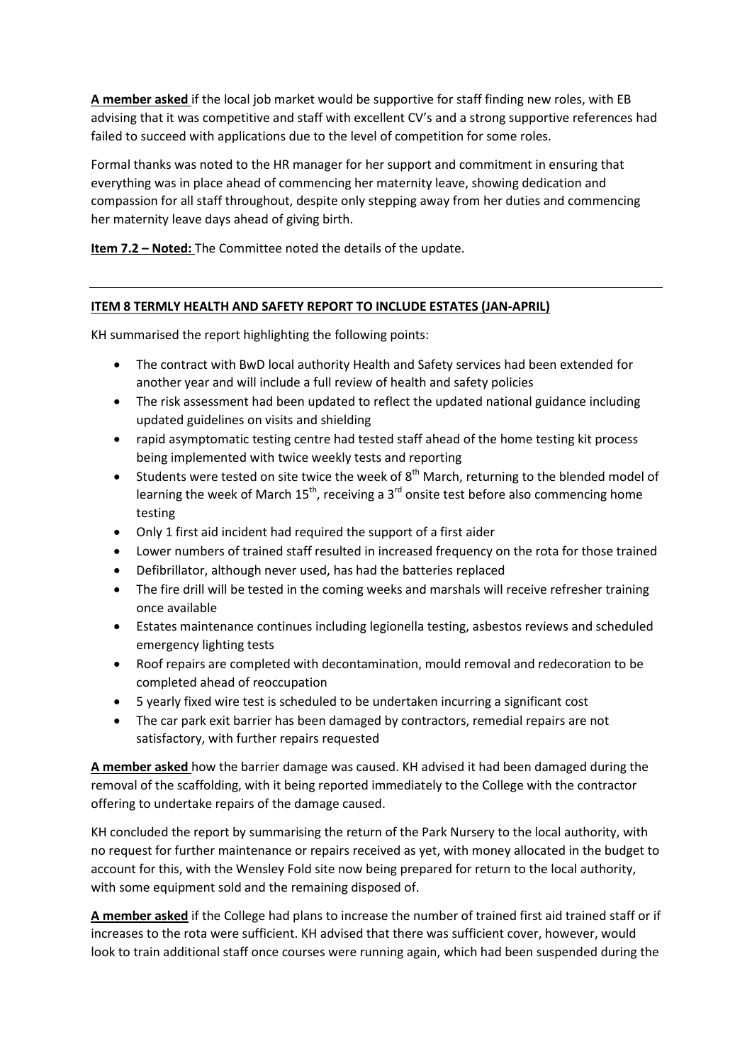**A member asked** if the local job market would be supportive for staff finding new roles, with EB advising that it was competitive and staff with excellent CV's and a strong supportive references had failed to succeed with applications due to the level of competition for some roles.

Formal thanks was noted to the HR manager for her support and commitment in ensuring that everything was in place ahead of commencing her maternity leave, showing dedication and compassion for all staff throughout, despite only stepping away from her duties and commencing her maternity leave days ahead of giving birth.

**Item 7.2 – Noted:** The Committee noted the details of the update.

---

**ITEM 8 TERMLY HEALTH AND SAFETY REPORT TO INCLUDE ESTATES (JAN-APRIL)**

KH summarised the report highlighting the following points:

- The contract with BwD local authority Health and Safety services had been extended for another year and will include a full review of health and safety policies
- The risk assessment had been updated to reflect the updated national guidance including updated guidelines on visits and shielding
- rapid asymptomatic testing centre had tested staff ahead of the home testing kit process being implemented with twice weekly tests and reporting
- Students were tested on site twice the week of 8th March, returning to the blended model of learning the week of March 15th, receiving a 3rd onsite test before also commencing home testing
- Only 1 first aid incident had required the support of a first aider
- Lower numbers of trained staff resulted in increased frequency on the rota for those trained
- Defibrillator, although never used, has had the batteries replaced
- The fire drill will be tested in the coming weeks and marshals will receive refresher training once available
- Estates maintenance continues including legionella testing, asbestos reviews and scheduled emergency lighting tests
- Roof repairs are completed with decontamination, mould removal and redecoration to be completed ahead of reoccupation
- 5 yearly fixed wire test is scheduled to be undertaken incurring a significant cost
- The car park exit barrier has been damaged by contractors, remedial repairs are not satisfactory, with further repairs requested

**A member asked** how the barrier damage was caused. KH advised it had been damaged during the removal of the scaffolding, with it being reported immediately to the College with the contractor offering to undertake repairs of the damage caused.

KH concluded the report by summarising the return of the Park Nursery to the local authority, with no request for further maintenance or repairs received as yet, with money allocated in the budget to account for this, with the Wensley Fold site now being prepared for return to the local authority, with some equipment sold and the remaining disposed of.

**A member asked** if the College had plans to increase the number of trained first aid trained staff or if increases to the rota were sufficient. KH advised that there was sufficient cover, however, would look to train additional staff once courses were running again, which had been suspended during the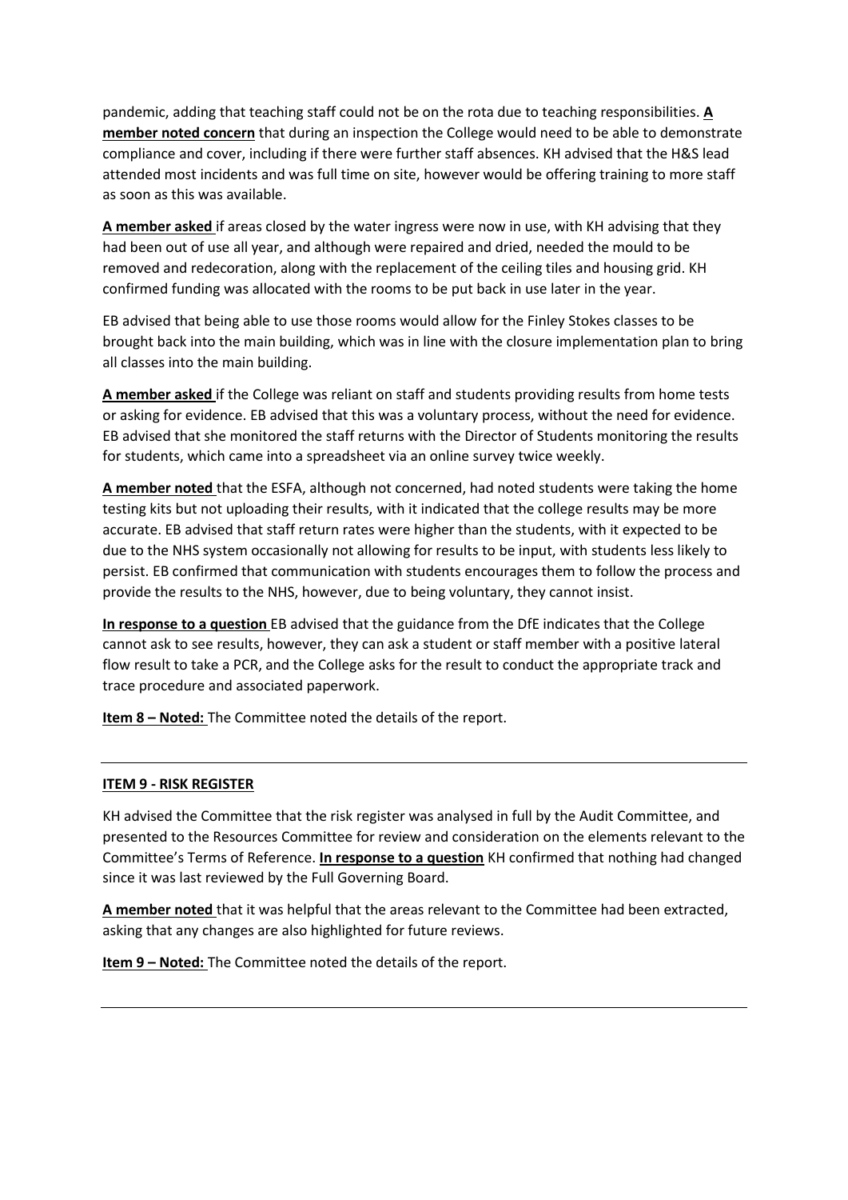pandemic, adding that teaching staff could not be on the rota due to teaching responsibilities. **A member noted concern** that during an inspection the College would need to be able to demonstrate compliance and cover, including if there were further staff absences. KH advised that the H&S lead attended most incidents and was full time on site, however would be offering training to more staff as soon as this was available.

**A member asked** if areas closed by the water ingress were now in use, with KH advising that they had been out of use all year, and although were repaired and dried, needed the mould to be removed and redecoration, along with the replacement of the ceiling tiles and housing grid. KH confirmed funding was allocated with the rooms to be put back in use later in the year.

EB advised that being able to use those rooms would allow for the Finley Stokes classes to be brought back into the main building, which was in line with the closure implementation plan to bring all classes into the main building.

**A member asked** if the College was reliant on staff and students providing results from home tests or asking for evidence. EB advised that this was a voluntary process, without the need for evidence. EB advised that she monitored the staff returns with the Director of Students monitoring the results for students, which came into a spreadsheet via an online survey twice weekly.

**A member noted** that the ESFA, although not concerned, had noted students were taking the home testing kits but not uploading their results, with it indicated that the college results may be more accurate. EB advised that staff return rates were higher than the students, with it expected to be due to the NHS system occasionally not allowing for results to be input, with students less likely to persist. EB confirmed that communication with students encourages them to follow the process and provide the results to the NHS, however, due to being voluntary, they cannot insist.

**In response to a question** EB advised that the guidance from the DfE indicates that the College cannot ask to see results, however, they can ask a student or staff member with a positive lateral flow result to take a PCR, and the College asks for the result to conduct the appropriate track and trace procedure and associated paperwork.

**Item 8 – Noted:** The Committee noted the details of the report.

---

**ITEM 9 - RISK REGISTER**

KH advised the Committee that the risk register was analysed in full by the Audit Committee, and presented to the Resources Committee for review and consideration on the elements relevant to the Committee's Terms of Reference. **In response to a question** KH confirmed that nothing had changed since it was last reviewed by the Full Governing Board.

**A member noted** that it was helpful that the areas relevant to the Committee had been extracted, asking that any changes are also highlighted for future reviews.

**Item 9 – Noted:** The Committee noted the details of the report.

---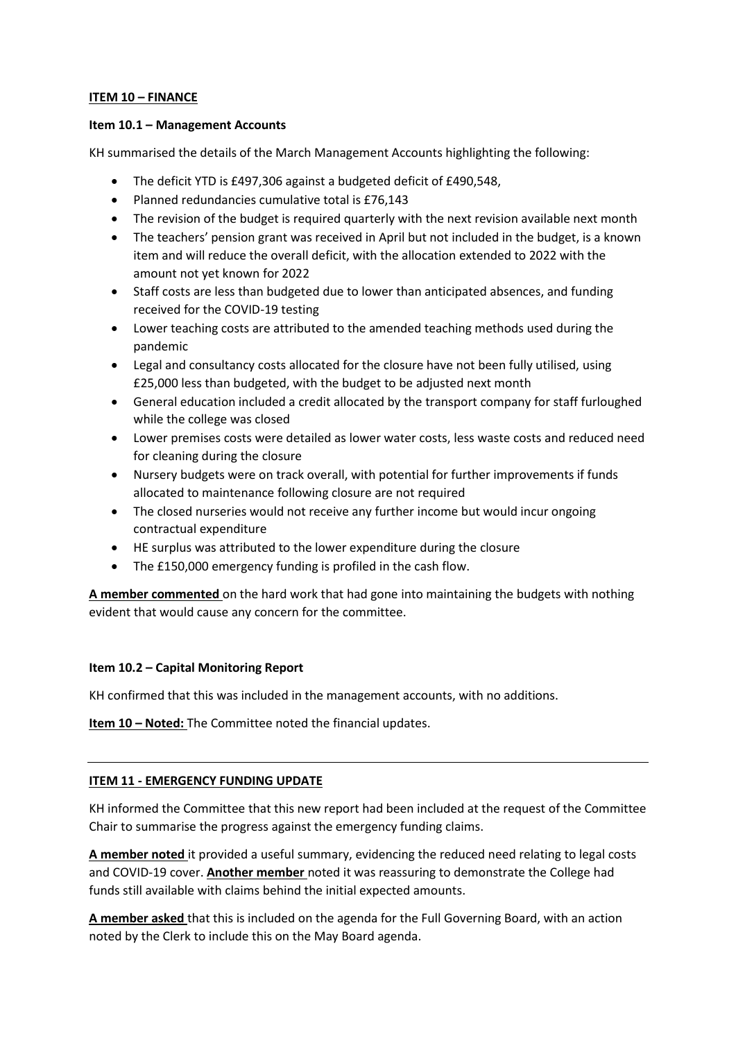## ITEM 10 – FINANCE

### Item 10.1 – Management Accounts

KH summarised the details of the March Management Accounts highlighting the following:

- The deficit YTD is £497,306 against a budgeted deficit of £490,548,
- Planned redundancies cumulative total is £76,143
- The revision of the budget is required quarterly with the next revision available next month
- The teachers' pension grant was received in April but not included in the budget, is a known item and will reduce the overall deficit, with the allocation extended to 2022 with the amount not yet known for 2022
- Staff costs are less than budgeted due to lower than anticipated absences, and funding received for the COVID-19 testing
- Lower teaching costs are attributed to the amended teaching methods used during the pandemic
- Legal and consultancy costs allocated for the closure have not been fully utilised, using £25,000 less than budgeted, with the budget to be adjusted next month
- General education included a credit allocated by the transport company for staff furloughed while the college was closed
- Lower premises costs were detailed as lower water costs, less waste costs and reduced need for cleaning during the closure
- Nursery budgets were on track overall, with potential for further improvements if funds allocated to maintenance following closure are not required
- The closed nurseries would not receive any further income but would incur ongoing contractual expenditure
- HE surplus was attributed to the lower expenditure during the closure
- The £150,000 emergency funding is profiled in the cash flow.

**A member commented** on the hard work that had gone into maintaining the budgets with nothing evident that would cause any concern for the committee.

### Item 10.2 – Capital Monitoring Report

KH confirmed that this was included in the management accounts, with no additions.

**Item 10 – Noted:** The Committee noted the financial updates.

---

## ITEM 11 - EMERGENCY FUNDING UPDATE

KH informed the Committee that this new report had been included at the request of the Committee Chair to summarise the progress against the emergency funding claims.

**A member noted** it provided a useful summary, evidencing the reduced need relating to legal costs and COVID-19 cover. **Another member** noted it was reassuring to demonstrate the College had funds still available with claims behind the initial expected amounts.

**A member asked** that this is included on the agenda for the Full Governing Board, with an action noted by the Clerk to include this on the May Board agenda.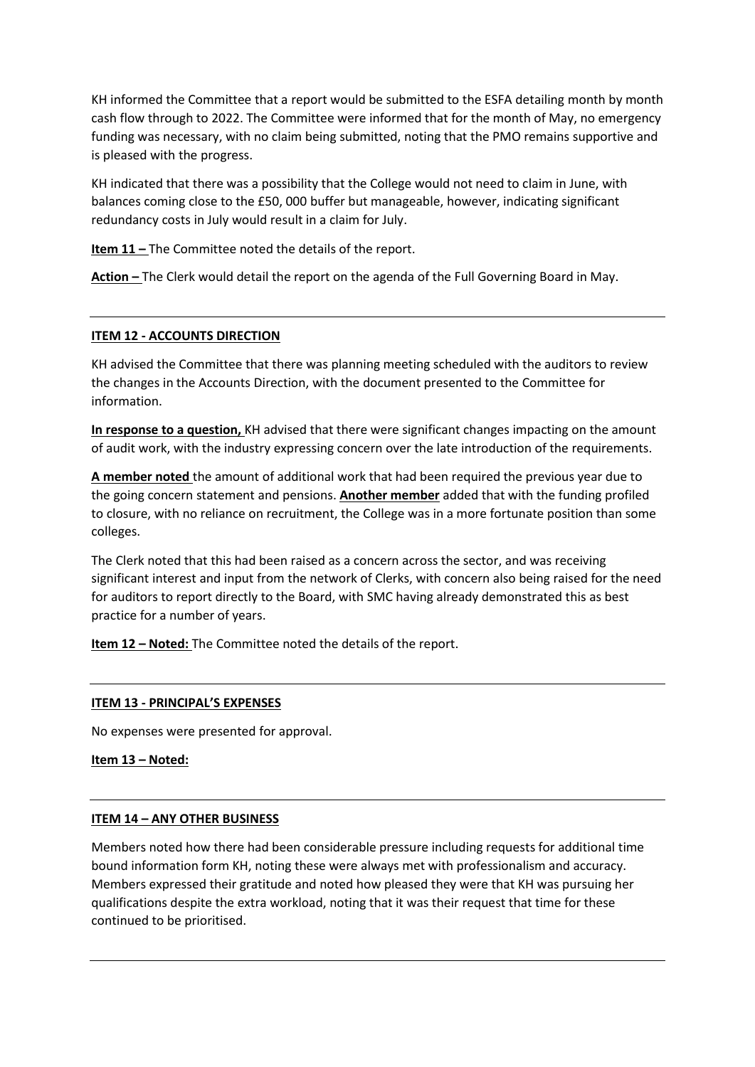KH informed the Committee that a report would be submitted to the ESFA detailing month by month cash flow through to 2022. The Committee were informed that for the month of May, no emergency funding was necessary, with no claim being submitted, noting that the PMO remains supportive and is pleased with the progress.

KH indicated that there was a possibility that the College would not need to claim in June, with balances coming close to the £50, 000 buffer but manageable, however, indicating significant redundancy costs in July would result in a claim for July.

**Item 11 –** The Committee noted the details of the report.

**Action –** The Clerk would detail the report on the agenda of the Full Governing Board in May.

---

**ITEM 12 - ACCOUNTS DIRECTION**

KH advised the Committee that there was planning meeting scheduled with the auditors to review the changes in the Accounts Direction, with the document presented to the Committee for information.

**In response to a question,** KH advised that there were significant changes impacting on the amount of audit work, with the industry expressing concern over the late introduction of the requirements.

**A member noted** the amount of additional work that had been required the previous year due to the going concern statement and pensions. **Another member** added that with the funding profiled to closure, with no reliance on recruitment, the College was in a more fortunate position than some colleges.

The Clerk noted that this had been raised as a concern across the sector, and was receiving significant interest and input from the network of Clerks, with concern also being raised for the need for auditors to report directly to the Board, with SMC having already demonstrated this as best practice for a number of years.

**Item 12 – Noted:** The Committee noted the details of the report.

---

**ITEM 13 - PRINCIPAL'S EXPENSES**

No expenses were presented for approval.

**Item 13 – Noted:**

---

**ITEM 14 – ANY OTHER BUSINESS**

Members noted how there had been considerable pressure including requests for additional time bound information form KH, noting these were always met with professionalism and accuracy. Members expressed their gratitude and noted how pleased they were that KH was pursuing her qualifications despite the extra workload, noting that it was their request that time for these continued to be prioritised.

---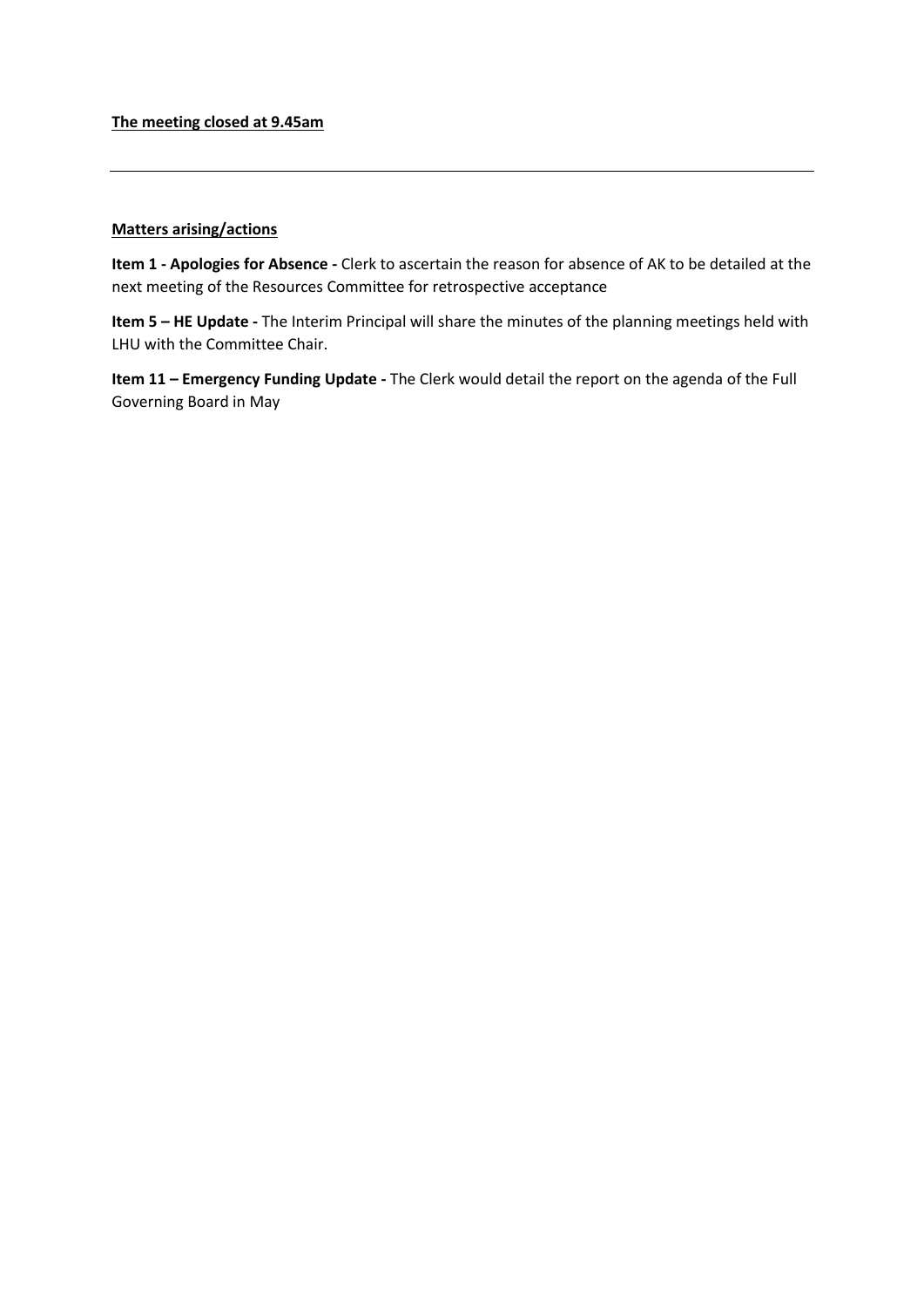**The meeting closed at 9.45am**

---

**Matters arising/actions**

**Item 1 - Apologies for Absence -** Clerk to ascertain the reason for absence of AK to be detailed at the next meeting of the Resources Committee for retrospective acceptance

**Item 5 – HE Update -** The Interim Principal will share the minutes of the planning meetings held with LHU with the Committee Chair.

**Item 11 – Emergency Funding Update -** The Clerk would detail the report on the agenda of the Full Governing Board in May